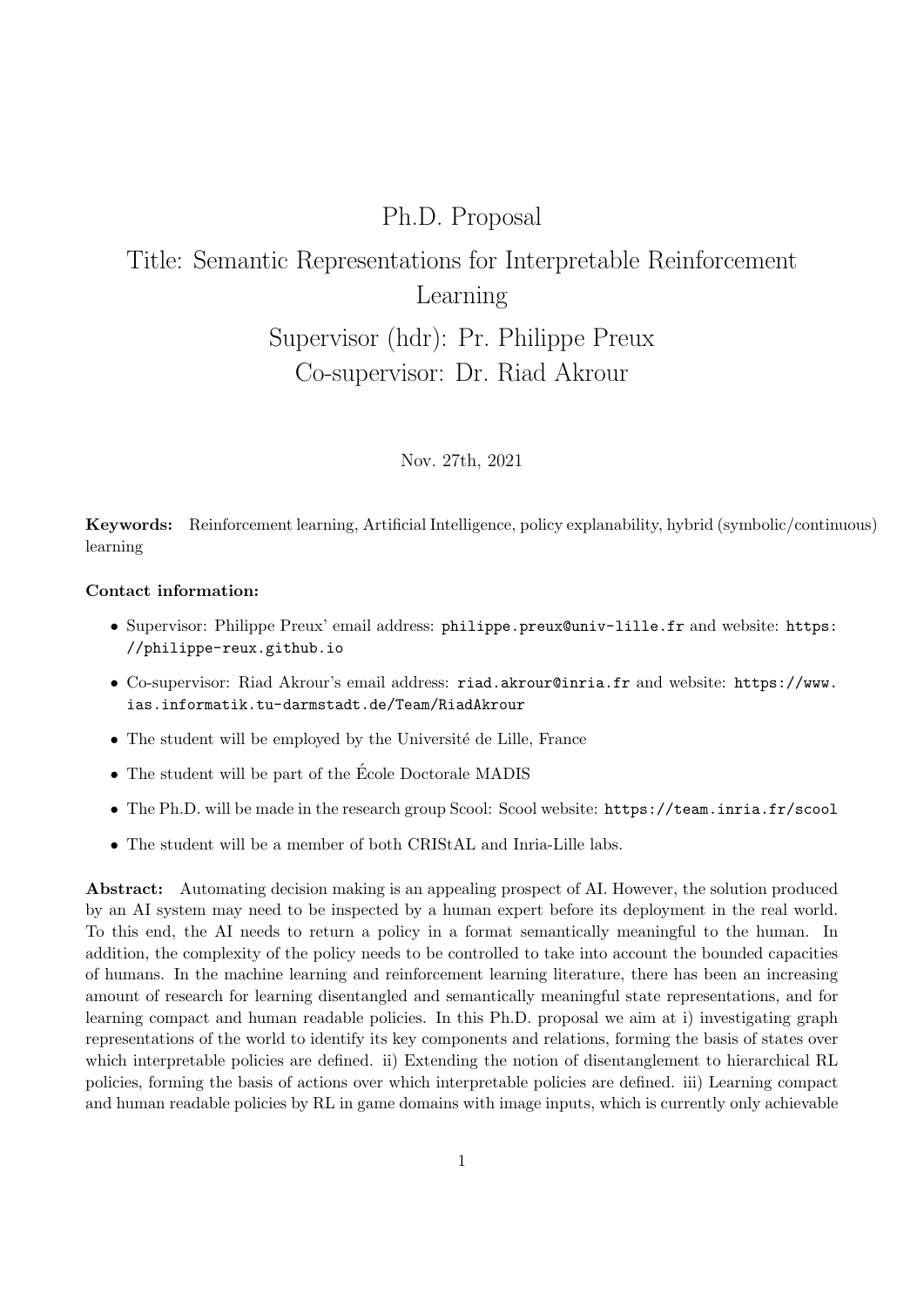# Ph.D. Proposal

## Title: Semantic Representations for Interpretable Reinforcement Learning

Supervisor (hdr): Pr. Philippe Preux
Co-supervisor: Dr. Riad Akrour

Nov. 27th, 2021

**Keywords:** Reinforcement learning, Artificial Intelligence, policy explanability, hybrid (symbolic/continuous) learning

**Contact information:**

- Supervisor: Philippe Preux' email address: `philippe.preux@univ-lille.fr` and website: `https://philippe-reux.github.io`
- Co-supervisor: Riad Akrour's email address: `riad.akrour@inria.fr` and website: `https://www.ias.informatik.tu-darmstadt.de/Team/RiadAkrour`
- The student will be employed by the Université de Lille, France
- The student will be part of the École Doctorale MADIS
- The Ph.D. will be made in the research group Scool: Scool website: `https://team.inria.fr/scool`
- The student will be a member of both CRIStAL and Inria-Lille labs.

**Abstract:** Automating decision making is an appealing prospect of AI. However, the solution produced by an AI system may need to be inspected by a human expert before its deployment in the real world. To this end, the AI needs to return a policy in a format semantically meaningful to the human. In addition, the complexity of the policy needs to be controlled to take into account the bounded capacities of humans. In the machine learning and reinforcement learning literature, there has been an increasing amount of research for learning disentangled and semantically meaningful state representations, and for learning compact and human readable policies. In this Ph.D. proposal we aim at i) investigating graph representations of the world to identify its key components and relations, forming the basis of states over which interpretable policies are defined. ii) Extending the notion of disentanglement to hierarchical RL policies, forming the basis of actions over which interpretable policies are defined. iii) Learning compact and human readable policies by RL in game domains with image inputs, which is currently only achievable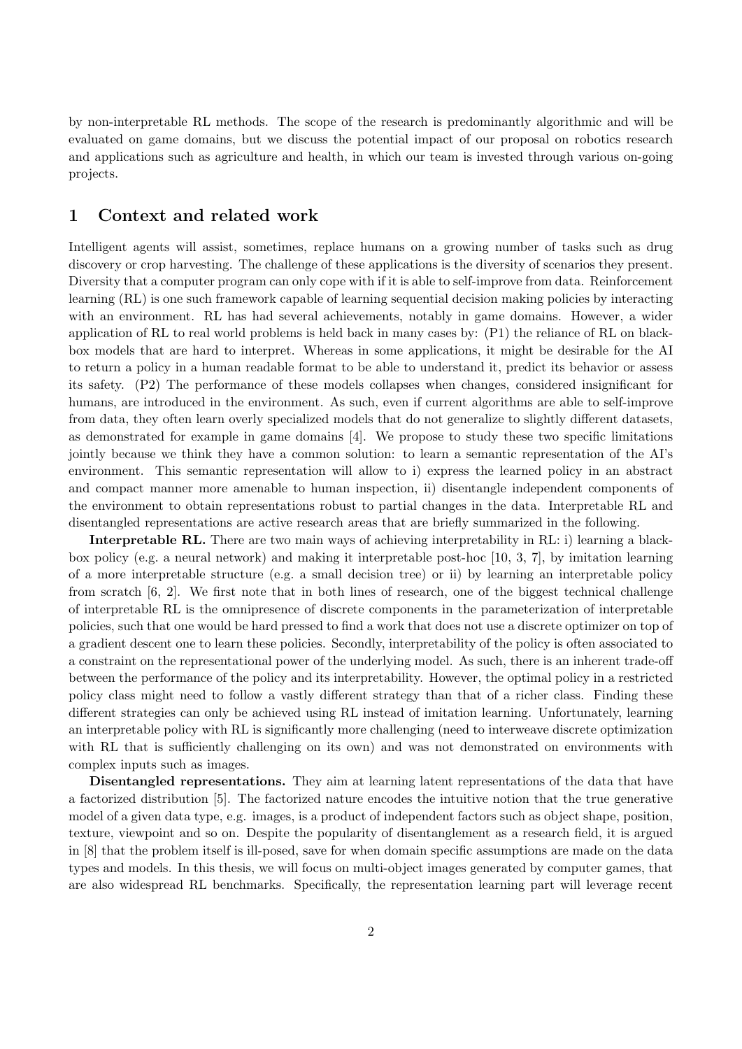by non-interpretable RL methods. The scope of the research is predominantly algorithmic and will be evaluated on game domains, but we discuss the potential impact of our proposal on robotics research and applications such as agriculture and health, in which our team is invested through various on-going projects.

## 1 Context and related work

Intelligent agents will assist, sometimes, replace humans on a growing number of tasks such as drug discovery or crop harvesting. The challenge of these applications is the diversity of scenarios they present. Diversity that a computer program can only cope with if it is able to self-improve from data. Reinforcement learning (RL) is one such framework capable of learning sequential decision making policies by interacting with an environment. RL has had several achievements, notably in game domains. However, a wider application of RL to real world problems is held back in many cases by: (P1) the reliance of RL on black-box models that are hard to interpret. Whereas in some applications, it might be desirable for the AI to return a policy in a human readable format to be able to understand it, predict its behavior or assess its safety. (P2) The performance of these models collapses when changes, considered insignificant for humans, are introduced in the environment. As such, even if current algorithms are able to self-improve from data, they often learn overly specialized models that do not generalize to slightly different datasets, as demonstrated for example in game domains [4]. We propose to study these two specific limitations jointly because we think they have a common solution: to learn a semantic representation of the AI's environment. This semantic representation will allow to i) express the learned policy in an abstract and compact manner more amenable to human inspection, ii) disentangle independent components of the environment to obtain representations robust to partial changes in the data. Interpretable RL and disentangled representations are active research areas that are briefly summarized in the following.

**Interpretable RL.** There are two main ways of achieving interpretability in RL: i) learning a black-box policy (e.g. a neural network) and making it interpretable post-hoc [10, 3, 7], by imitation learning of a more interpretable structure (e.g. a small decision tree) or ii) by learning an interpretable policy from scratch [6, 2]. We first note that in both lines of research, one of the biggest technical challenge of interpretable RL is the omnipresence of discrete components in the parameterization of interpretable policies, such that one would be hard pressed to find a work that does not use a discrete optimizer on top of a gradient descent one to learn these policies. Secondly, interpretability of the policy is often associated to a constraint on the representational power of the underlying model. As such, there is an inherent trade-off between the performance of the policy and its interpretability. However, the optimal policy in a restricted policy class might need to follow a vastly different strategy than that of a richer class. Finding these different strategies can only be achieved using RL instead of imitation learning. Unfortunately, learning an interpretable policy with RL is significantly more challenging (need to interweave discrete optimization with RL that is sufficiently challenging on its own) and was not demonstrated on environments with complex inputs such as images.

**Disentangled representations.** They aim at learning latent representations of the data that have a factorized distribution [5]. The factorized nature encodes the intuitive notion that the true generative model of a given data type, e.g. images, is a product of independent factors such as object shape, position, texture, viewpoint and so on. Despite the popularity of disentanglement as a research field, it is argued in [8] that the problem itself is ill-posed, save for when domain specific assumptions are made on the data types and models. In this thesis, we will focus on multi-object images generated by computer games, that are also widespread RL benchmarks. Specifically, the representation learning part will leverage recent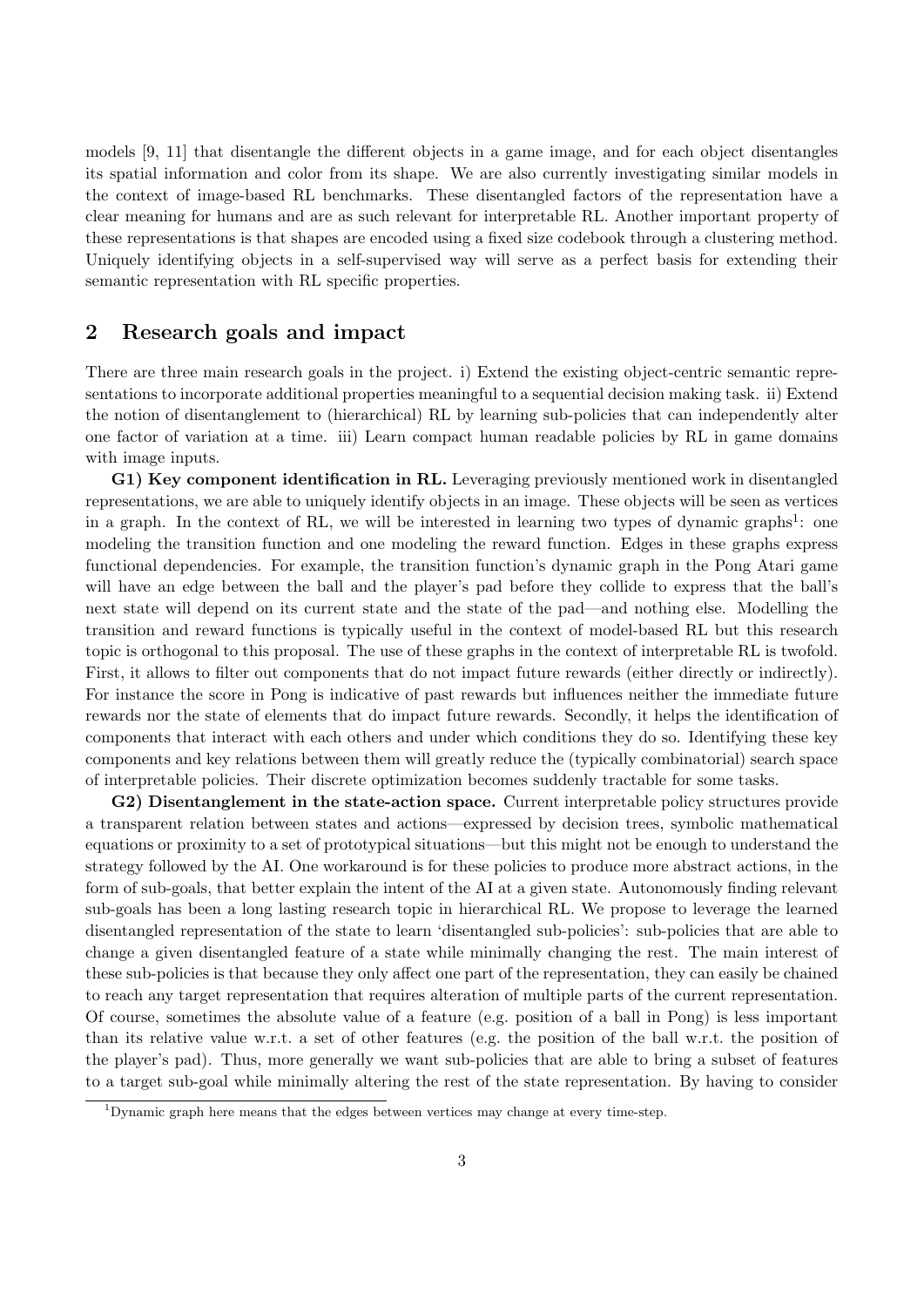models [9, 11] that disentangle the different objects in a game image, and for each object disentangles its spatial information and color from its shape. We are also currently investigating similar models in the context of image-based RL benchmarks. These disentangled factors of the representation have a clear meaning for humans and are as such relevant for interpretable RL. Another important property of these representations is that shapes are encoded using a fixed size codebook through a clustering method. Uniquely identifying objects in a self-supervised way will serve as a perfect basis for extending their semantic representation with RL specific properties.

## 2 Research goals and impact

There are three main research goals in the project. i) Extend the existing object-centric semantic representations to incorporate additional properties meaningful to a sequential decision making task. ii) Extend the notion of disentanglement to (hierarchical) RL by learning sub-policies that can independently alter one factor of variation at a time. iii) Learn compact human readable policies by RL in game domains with image inputs.

**G1) Key component identification in RL.** Leveraging previously mentioned work in disentangled representations, we are able to uniquely identify objects in an image. These objects will be seen as vertices in a graph. In the context of RL, we will be interested in learning two types of dynamic graphs[1]: one modeling the transition function and one modeling the reward function. Edges in these graphs express functional dependencies. For example, the transition function's dynamic graph in the Pong Atari game will have an edge between the ball and the player's pad before they collide to express that the ball's next state will depend on its current state and the state of the pad—and nothing else. Modelling the transition and reward functions is typically useful in the context of model-based RL but this research topic is orthogonal to this proposal. The use of these graphs in the context of interpretable RL is twofold. First, it allows to filter out components that do not impact future rewards (either directly or indirectly). For instance the score in Pong is indicative of past rewards but influences neither the immediate future rewards nor the state of elements that do impact future rewards. Secondly, it helps the identification of components that interact with each others and under which conditions they do so. Identifying these key components and key relations between them will greatly reduce the (typically combinatorial) search space of interpretable policies. Their discrete optimization becomes suddenly tractable for some tasks.

**G2) Disentanglement in the state-action space.** Current interpretable policy structures provide a transparent relation between states and actions—expressed by decision trees, symbolic mathematical equations or proximity to a set of prototypical situations—but this might not be enough to understand the strategy followed by the AI. One workaround is for these policies to produce more abstract actions, in the form of sub-goals, that better explain the intent of the AI at a given state. Autonomously finding relevant sub-goals has been a long lasting research topic in hierarchical RL. We propose to leverage the learned disentangled representation of the state to learn 'disentangled sub-policies': sub-policies that are able to change a given disentangled feature of a state while minimally changing the rest. The main interest of these sub-policies is that because they only affect one part of the representation, they can easily be chained to reach any target representation that requires alteration of multiple parts of the current representation. Of course, sometimes the absolute value of a feature (e.g. position of a ball in Pong) is less important than its relative value w.r.t. a set of other features (e.g. the position of the ball w.r.t. the position of the player's pad). Thus, more generally we want sub-policies that are able to bring a subset of features to a target sub-goal while minimally altering the rest of the state representation. By having to consider

[1] Dynamic graph here means that the edges between vertices may change at every time-step.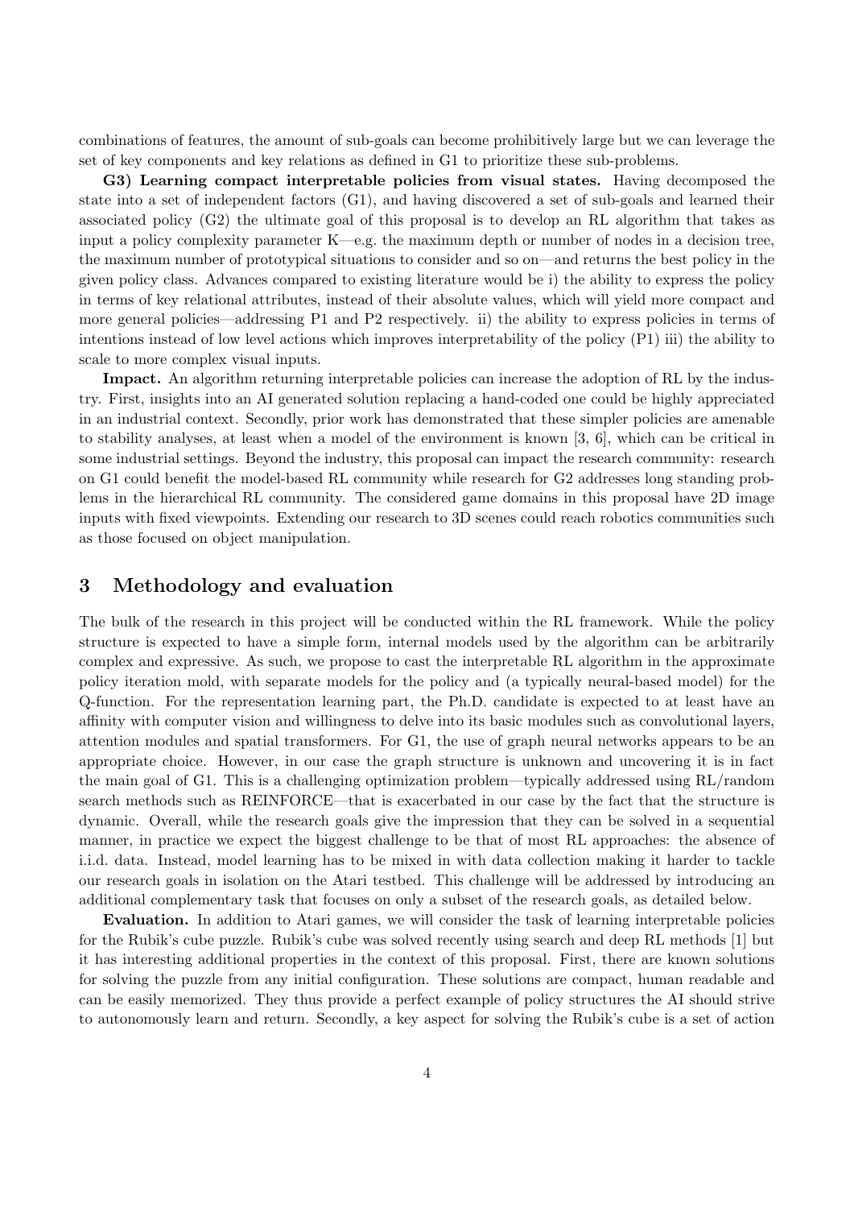combinations of features, the amount of sub-goals can become prohibitively large but we can leverage the set of key components and key relations as defined in G1 to prioritize these sub-problems.

**G3) Learning compact interpretable policies from visual states.** Having decomposed the state into a set of independent factors (G1), and having discovered a set of sub-goals and learned their associated policy (G2) the ultimate goal of this proposal is to develop an RL algorithm that takes as input a policy complexity parameter K—e.g. the maximum depth or number of nodes in a decision tree, the maximum number of prototypical situations to consider and so on—and returns the best policy in the given policy class. Advances compared to existing literature would be i) the ability to express the policy in terms of key relational attributes, instead of their absolute values, which will yield more compact and more general policies—addressing P1 and P2 respectively. ii) the ability to express policies in terms of intentions instead of low level actions which improves interpretability of the policy (P1) iii) the ability to scale to more complex visual inputs.

**Impact.** An algorithm returning interpretable policies can increase the adoption of RL by the industry. First, insights into an AI generated solution replacing a hand-coded one could be highly appreciated in an industrial context. Secondly, prior work has demonstrated that these simpler policies are amenable to stability analyses, at least when a model of the environment is known [3, 6], which can be critical in some industrial settings. Beyond the industry, this proposal can impact the research community: research on G1 could benefit the model-based RL community while research for G2 addresses long standing problems in the hierarchical RL community. The considered game domains in this proposal have 2D image inputs with fixed viewpoints. Extending our research to 3D scenes could reach robotics communities such as those focused on object manipulation.

## 3 Methodology and evaluation

The bulk of the research in this project will be conducted within the RL framework. While the policy structure is expected to have a simple form, internal models used by the algorithm can be arbitrarily complex and expressive. As such, we propose to cast the interpretable RL algorithm in the approximate policy iteration mold, with separate models for the policy and (a typically neural-based model) for the Q-function. For the representation learning part, the Ph.D. candidate is expected to at least have an affinity with computer vision and willingness to delve into its basic modules such as convolutional layers, attention modules and spatial transformers. For G1, the use of graph neural networks appears to be an appropriate choice. However, in our case the graph structure is unknown and uncovering it is in fact the main goal of G1. This is a challenging optimization problem—typically addressed using RL/random search methods such as REINFORCE—that is exacerbated in our case by the fact that the structure is dynamic. Overall, while the research goals give the impression that they can be solved in a sequential manner, in practice we expect the biggest challenge to be that of most RL approaches: the absence of i.i.d. data. Instead, model learning has to be mixed in with data collection making it harder to tackle our research goals in isolation on the Atari testbed. This challenge will be addressed by introducing an additional complementary task that focuses on only a subset of the research goals, as detailed below.

**Evaluation.** In addition to Atari games, we will consider the task of learning interpretable policies for the Rubik's cube puzzle. Rubik's cube was solved recently using search and deep RL methods [1] but it has interesting additional properties in the context of this proposal. First, there are known solutions for solving the puzzle from any initial configuration. These solutions are compact, human readable and can be easily memorized. They thus provide a perfect example of policy structures the AI should strive to autonomously learn and return. Secondly, a key aspect for solving the Rubik's cube is a set of action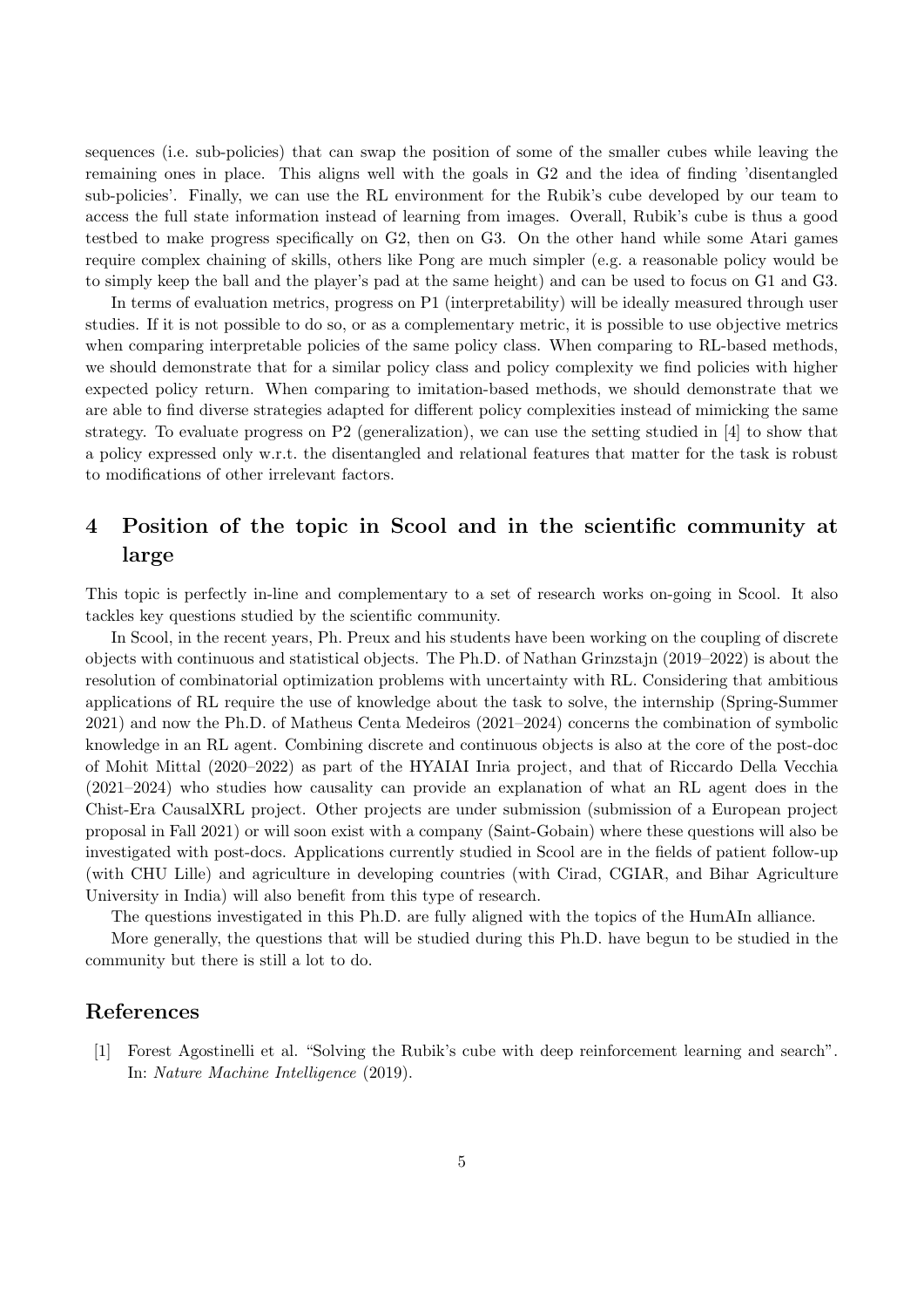sequences (i.e. sub-policies) that can swap the position of some of the smaller cubes while leaving the remaining ones in place. This aligns well with the goals in G2 and the idea of finding 'disentangled sub-policies'. Finally, we can use the RL environment for the Rubik's cube developed by our team to access the full state information instead of learning from images. Overall, Rubik's cube is thus a good testbed to make progress specifically on G2, then on G3. On the other hand while some Atari games require complex chaining of skills, others like Pong are much simpler (e.g. a reasonable policy would be to simply keep the ball and the player's pad at the same height) and can be used to focus on G1 and G3.

In terms of evaluation metrics, progress on P1 (interpretability) will be ideally measured through user studies. If it is not possible to do so, or as a complementary metric, it is possible to use objective metrics when comparing interpretable policies of the same policy class. When comparing to RL-based methods, we should demonstrate that for a similar policy class and policy complexity we find policies with higher expected policy return. When comparing to imitation-based methods, we should demonstrate that we are able to find diverse strategies adapted for different policy complexities instead of mimicking the same strategy. To evaluate progress on P2 (generalization), we can use the setting studied in [4] to show that a policy expressed only w.r.t. the disentangled and relational features that matter for the task is robust to modifications of other irrelevant factors.

# 4 Position of the topic in Scool and in the scientific community at large

This topic is perfectly in-line and complementary to a set of research works on-going in Scool. It also tackles key questions studied by the scientific community.

In Scool, in the recent years, Ph. Preux and his students have been working on the coupling of discrete objects with continuous and statistical objects. The Ph.D. of Nathan Grinzstajn (2019–2022) is about the resolution of combinatorial optimization problems with uncertainty with RL. Considering that ambitious applications of RL require the use of knowledge about the task to solve, the internship (Spring-Summer 2021) and now the Ph.D. of Matheus Centa Medeiros (2021–2024) concerns the combination of symbolic knowledge in an RL agent. Combining discrete and continuous objects is also at the core of the post-doc of Mohit Mittal (2020–2022) as part of the HYAIAI Inria project, and that of Riccardo Della Vecchia (2021–2024) who studies how causality can provide an explanation of what an RL agent does in the Chist-Era CausalXRL project. Other projects are under submission (submission of a European project proposal in Fall 2021) or will soon exist with a company (Saint-Gobain) where these questions will also be investigated with post-docs. Applications currently studied in Scool are in the fields of patient follow-up (with CHU Lille) and agriculture in developing countries (with Cirad, CGIAR, and Bihar Agriculture University in India) will also benefit from this type of research.

The questions investigated in this Ph.D. are fully aligned with the topics of the HumAIn alliance.

More generally, the questions that will be studied during this Ph.D. have begun to be studied in the community but there is still a lot to do.

## References

[1] Forest Agostinelli et al. "Solving the Rubik's cube with deep reinforcement learning and search". In: *Nature Machine Intelligence* (2019).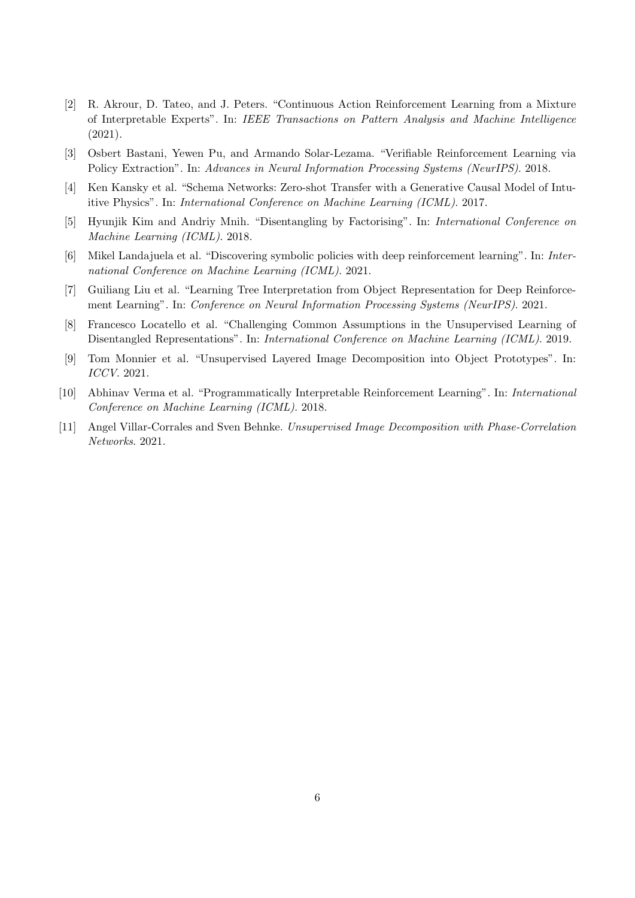[2] R. Akrour, D. Tateo, and J. Peters. "Continuous Action Reinforcement Learning from a Mixture of Interpretable Experts". In: *IEEE Transactions on Pattern Analysis and Machine Intelligence* (2021).

[3] Osbert Bastani, Yewen Pu, and Armando Solar-Lezama. "Verifiable Reinforcement Learning via Policy Extraction". In: *Advances in Neural Information Processing Systems (NeurIPS)*. 2018.

[4] Ken Kansky et al. "Schema Networks: Zero-shot Transfer with a Generative Causal Model of Intuitive Physics". In: *International Conference on Machine Learning (ICML)*. 2017.

[5] Hyunjik Kim and Andriy Mnih. "Disentangling by Factorising". In: *International Conference on Machine Learning (ICML)*. 2018.

[6] Mikel Landajuela et al. "Discovering symbolic policies with deep reinforcement learning". In: *International Conference on Machine Learning (ICML)*. 2021.

[7] Guiliang Liu et al. "Learning Tree Interpretation from Object Representation for Deep Reinforcement Learning". In: *Conference on Neural Information Processing Systems (NeurIPS)*. 2021.

[8] Francesco Locatello et al. "Challenging Common Assumptions in the Unsupervised Learning of Disentangled Representations". In: *International Conference on Machine Learning (ICML)*. 2019.

[9] Tom Monnier et al. "Unsupervised Layered Image Decomposition into Object Prototypes". In: *ICCV*. 2021.

[10] Abhinav Verma et al. "Programmatically Interpretable Reinforcement Learning". In: *International Conference on Machine Learning (ICML)*. 2018.

[11] Angel Villar-Corrales and Sven Behnke. *Unsupervised Image Decomposition with Phase-Correlation Networks*. 2021.